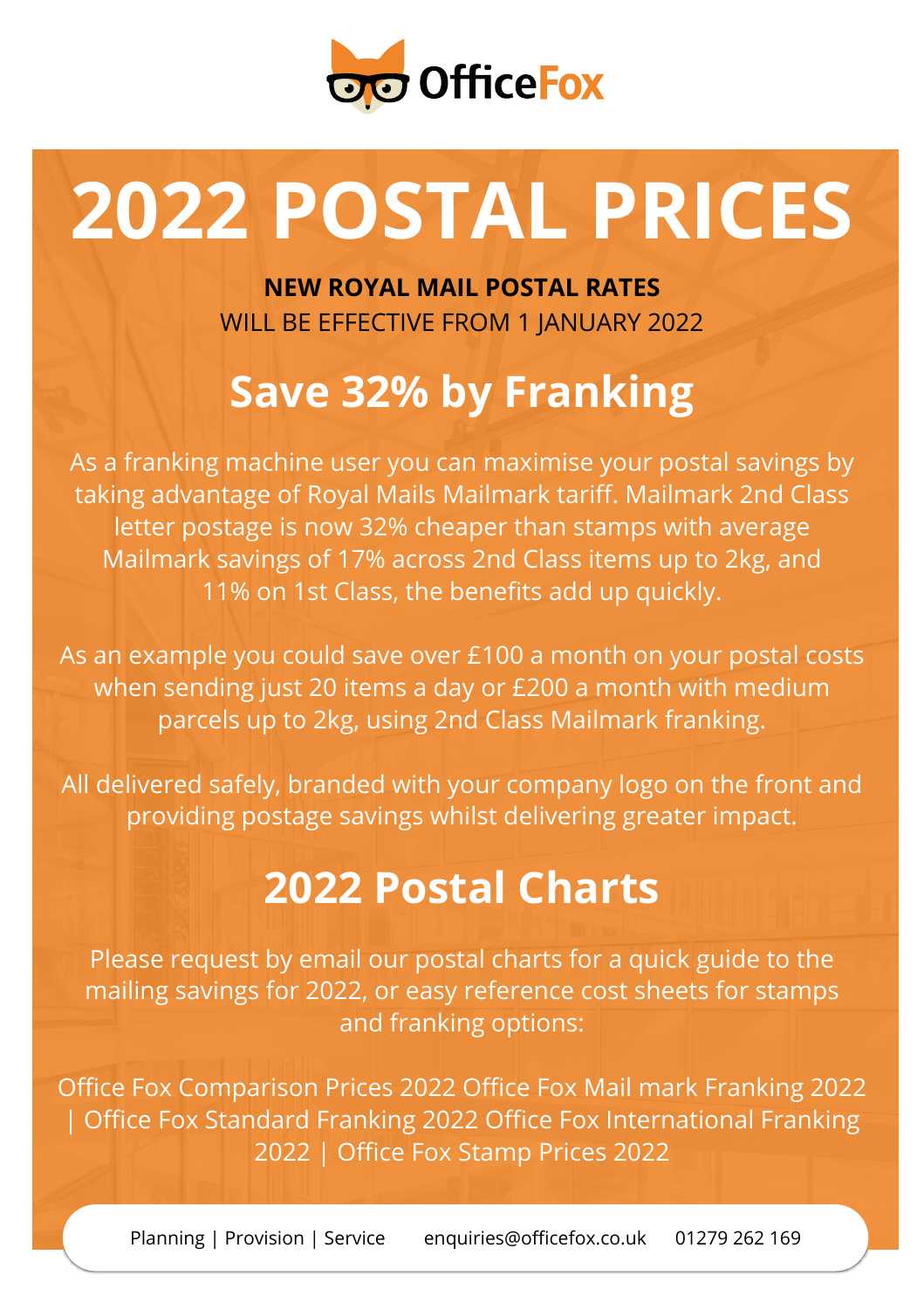OfficeFox

# 2022 POSTAL PRICES

**NEW ROYAL MAIL POSTAL RATES**
WILL BE EFFECTIVE FROM 1 JANUARY 2022

## Save 32% by Franking

As a franking machine user you can maximise your postal savings by taking advantage of Royal Mails Mailmark tariff. Mailmark 2nd Class letter postage is now 32% cheaper than stamps with average Mailmark savings of 17% across 2nd Class items up to 2kg, and 11% on 1st Class, the benefits add up quickly.

As an example you could save over £100 a month on your postal costs when sending just 20 items a day or £200 a month with medium parcels up to 2kg, using 2nd Class Mailmark franking.

All delivered safely, branded with your company logo on the front and providing postage savings whilst delivering greater impact.

## 2022 Postal Charts

Please request by email our postal charts for a quick guide to the mailing savings for 2022, or easy reference cost sheets for stamps and franking options:

Office Fox Comparison Prices 2022 Office Fox Mail mark Franking 2022 | Office Fox Standard Franking 2022 Office Fox International Franking 2022 | Office Fox Stamp Prices 2022

Planning | Provision | Service enquiries@officefox.co.uk 01279 262 169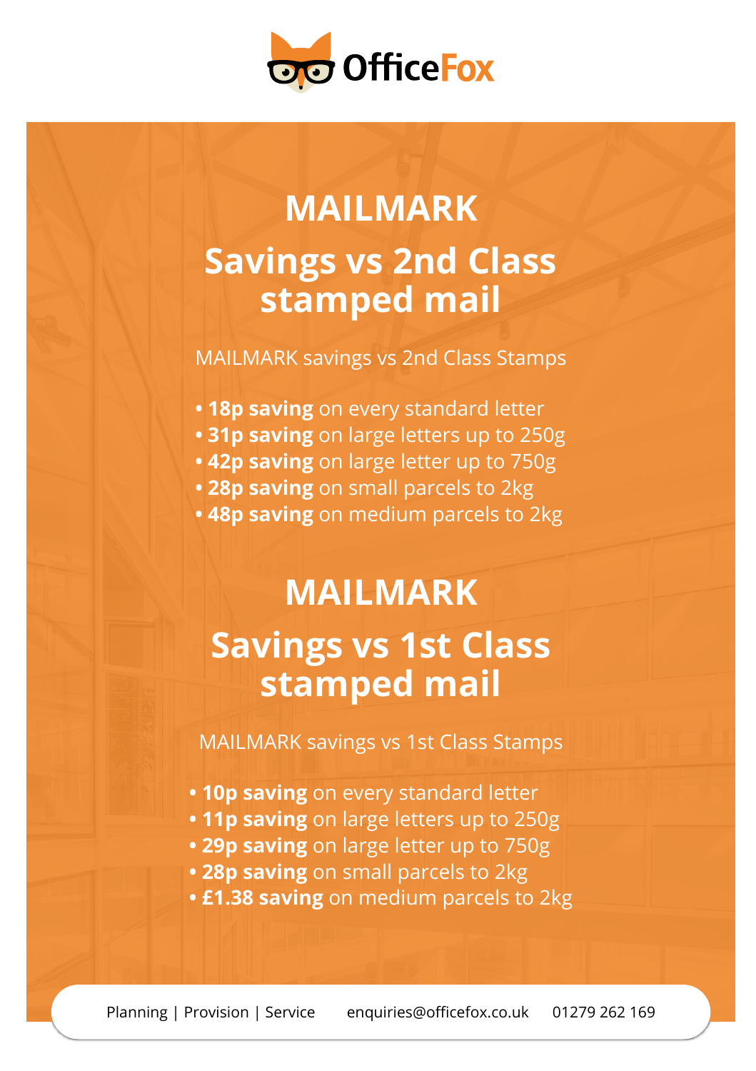OfficeFox

# MAILMARK

## Savings vs 2nd Class stamped mail

MAILMARK savings vs 2nd Class Stamps

- **18p saving** on every standard letter
- **31p saving** on large letters up to 250g
- **42p saving** on large letter up to 750g
- **28p saving** on small parcels to 2kg
- **48p saving** on medium parcels to 2kg

# MAILMARK

## Savings vs 1st Class stamped mail

MAILMARK savings vs 1st Class Stamps

- **10p saving** on every standard letter
- **11p saving** on large letters up to 250g
- **29p saving** on large letter up to 750g
- **28p saving** on small parcels to 2kg
- **£1.38 saving** on medium parcels to 2kg

Planning | Provision | Service enquiries@officefox.co.uk 01279 262 169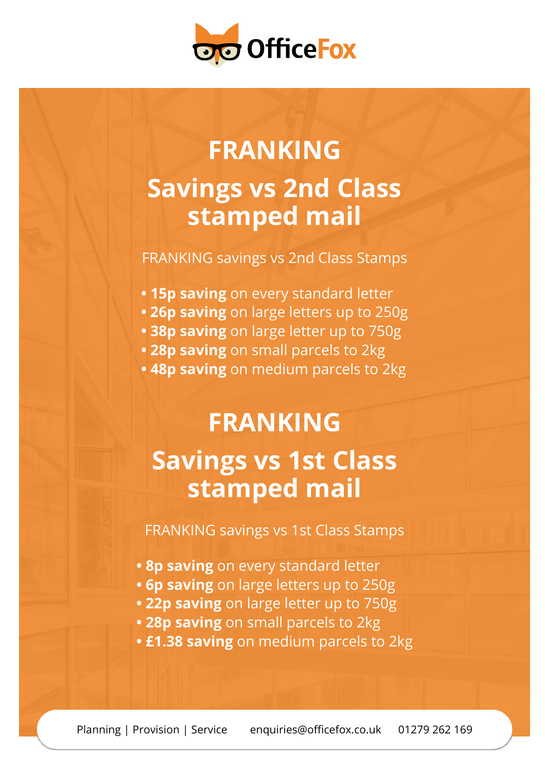OfficeFox

# FRANKING

## Savings vs 2nd Class stamped mail

FRANKING savings vs 2nd Class Stamps

- **15p saving** on every standard letter
- **26p saving** on large letters up to 250g
- **38p saving** on large letter up to 750g
- **28p saving** on small parcels to 2kg
- **48p saving** on medium parcels to 2kg

# FRANKING

## Savings vs 1st Class stamped mail

FRANKING savings vs 1st Class Stamps

- **8p saving** on every standard letter
- **6p saving** on large letters up to 250g
- **22p saving** on large letter up to 750g
- **28p saving** on small parcels to 2kg
- **£1.38 saving** on medium parcels to 2kg

Planning | Provision | Service enquiries@officefox.co.uk 01279 262 169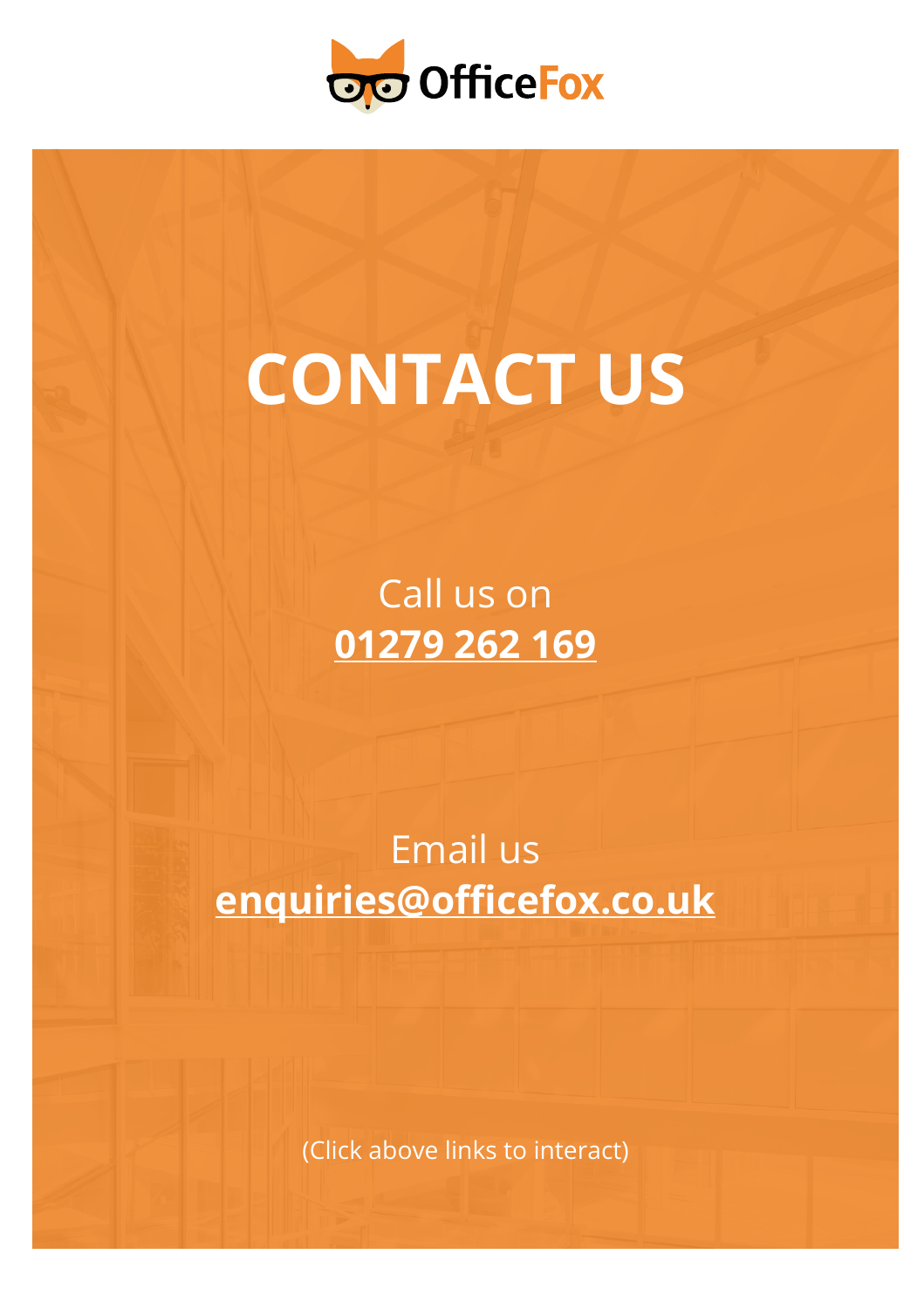OfficeFox

# CONTACT US

Call us on
**01279 262 169**

Email us
**enquiries@officefox.co.uk**

(Click above links to interact)